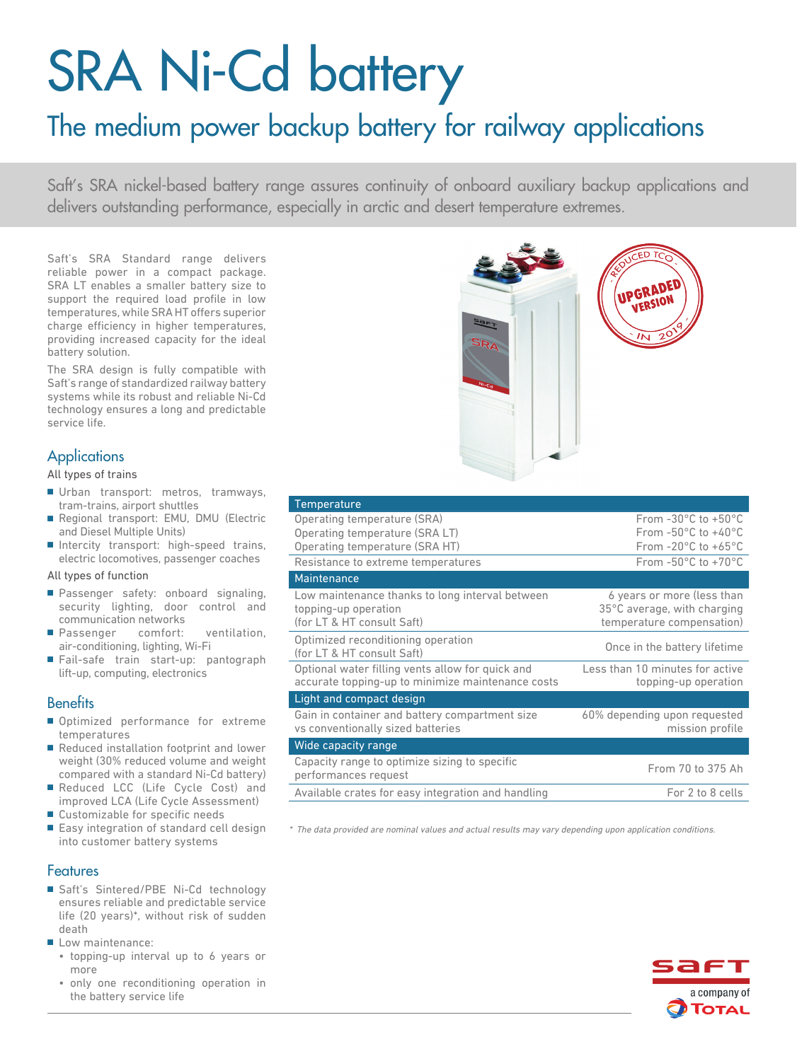# SRA Ni-Cd battery

## The medium power backup battery for railway applications

Saft's SRA nickel-based battery range assures continuity of onboard auxiliary backup applications and delivers outstanding performance, especially in arctic and desert temperature extremes.

Saft's SRA Standard range delivers reliable power in a compact package. SRA LT enables a smaller battery size to support the required load profile in low temperatures, while SRA HT offers superior charge efficiency in higher temperatures, providing increased capacity for the ideal battery solution.

The SRA design is fully compatible with Saft's range of standardized railway battery systems while its robust and reliable Ni-Cd technology ensures a long and predictable service life.

### Applications

All types of trains

- Urban transport: metros, tramways, tram-trains, airport shuttles
- Regional transport: EMU, DMU (Electric and Diesel Multiple Units)
- Intercity transport: high-speed trains, electric locomotives, passenger coaches

All types of function

- Passenger safety: onboard signaling, security lighting, door control and communication networks
- Passenger comfort: ventilation, air-conditioning, lighting, Wi-Fi
- Fail-safe train start-up: pantograph lift-up, computing, electronics

### Benefits

- Optimized performance for extreme temperatures
- Reduced installation footprint and lower weight (30% reduced volume and weight compared with a standard Ni-Cd battery)
- Reduced LCC (Life Cycle Cost) and improved LCA (Life Cycle Assessment)
- Customizable for specific needs
- Easy integration of standard cell design into customer battery systems

### Features

- Saft's Sintered/PBE Ni-Cd technology ensures reliable and predictable service life (20 years)*, without risk of sudden death
- Low maintenance:
  - topping-up interval up to 6 years or more
  - only one reconditioning operation in the battery service life

REDUCED TCO - UPGRADED VERSION - IN 2019

| Temperature | |
|---|---|
| Operating temperature (SRA) | From -30°C to +50°C |
| Operating temperature (SRA LT) | From -50°C to +40°C |
| Operating temperature (SRA HT) | From -20°C to +65°C |
| Resistance to extreme temperatures | From -50°C to +70°C |
| **Maintenance** | |
| Low maintenance thanks to long interval between topping-up operation (for LT & HT consult Saft) | 6 years or more (less than 35°C average, with charging temperature compensation) |
| Optimized reconditioning operation (for LT & HT consult Saft) | Once in the battery lifetime |
| Optional water filling vents allow for quick and accurate topping-up to minimize maintenance costs | Less than 10 minutes for active topping-up operation |
| **Light and compact design** | |
| Gain in container and battery compartment size vs conventionally sized batteries | 60% depending upon requested mission profile |
| **Wide capacity range** | |
| Capacity range to optimize sizing to specific performances request | From 70 to 375 Ah |
| Available crates for easy integration and handling | For 2 to 8 cells |

*\* The data provided are nominal values and actual results may vary depending upon application conditions.*

saft – a company of TOTAL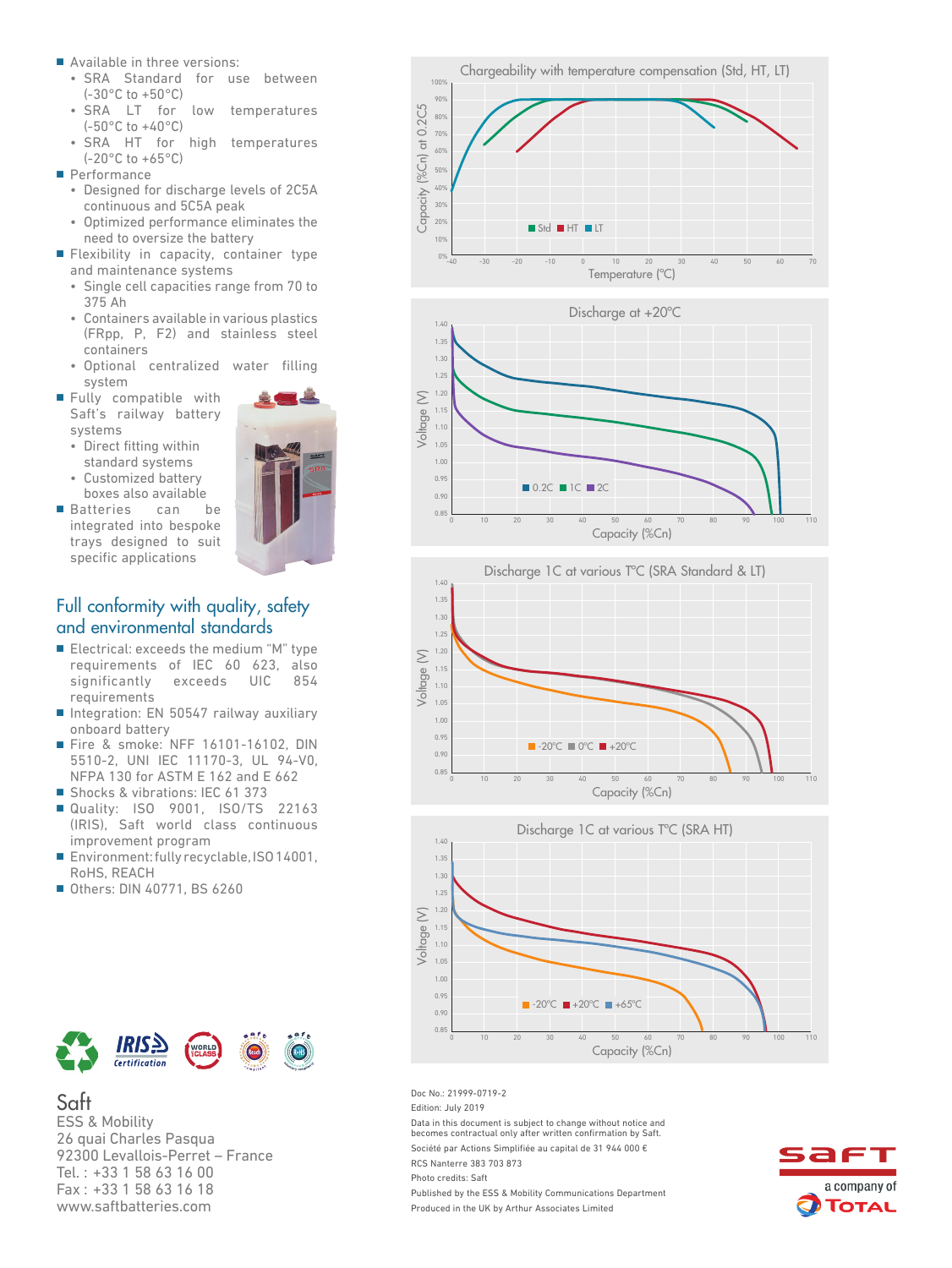- Available in three versions:
  - SRA Standard for use between (-30°C to +50°C)
  - SRA LT for low temperatures (-50°C to +40°C)
  - SRA HT for high temperatures (-20°C to +65°C)
- Performance
  - Designed for discharge levels of 2C5A continuous and 5C5A peak
  - Optimized performance eliminates the need to oversize the battery
- Flexibility in capacity, container type and maintenance systems
  - Single cell capacities range from 70 to 375 Ah
  - Containers available in various plastics (FRpp, P, F2) and stainless steel containers
  - Optional centralized water filling system
- Fully compatible with Saft's railway battery systems
  - Direct fitting within standard systems
  - Customized battery boxes also available
- Batteries can be integrated into bespoke trays designed to suit specific applications

## Full conformity with quality, safety and environmental standards

- Electrical: exceeds the medium "M" type requirements of IEC 60 623, also significantly exceeds UIC 854 requirements
- Integration: EN 50547 railway auxiliary onboard battery
- Fire & smoke: NFF 16101-16102, DIN 5510-2, UNI IEC 11170-3, UL 94-V0, NFPA 130 for ASTM E 162 and E 662
- Shocks & vibrations: IEC 61 373
- Quality: ISO 9001, ISO/TS 22163 (IRIS), Saft world class continuous improvement program
- Environment: fully recyclable, ISO 14001, RoHS, REACH
- Others: DIN 40771, BS 6260

Chargeability with temperature compensation (Std, HT, LT)

Capacity (%Cn) at 0.2C5

100%
90%
80%
70%
60%
50%
40%
30%
20%
10%
0%

-40 -30 -20 -10 0 10 20 30 40 50 60 70

Temperature (°C)

Std HT LT

Discharge at +20°C

Voltage (V)

1.40 1.35 1.30 1.25 1.20 1.15 1.10 1.05 1.00 0.95 0.90 0.85

0 10 20 30 40 50 60 70 80 90 100 110

Capacity (%Cn)

0.2C 1C 2C

Discharge 1C at various T°C (SRA Standard & LT)

Voltage (V)

1.40 1.35 1.30 1.25 1.20 1.15 1.10 1.05 1.00 0.95 0.90 0.85

0 10 20 30 40 50 60 70 80 90 100 110

Capacity (%Cn)

-20°C 0°C +20°C

Discharge 1C at various T°C (SRA HT)

Voltage (V)

1.40 1.35 1.30 1.25 1.20 1.15 1.10 1.05 1.00 0.95 0.90 0.85

0 10 20 30 40 50 60 70 80 90 100 110

Capacity (%Cn)

-20°C +20°C +65°C

Saft
ESS & Mobility
26 quai Charles Pasqua
92300 Levallois-Perret – France
Tel. : +33 1 58 63 16 00
Fax : +33 1 58 63 16 18
www.saftbatteries.com

Doc No.: 21999-0719-2
Edition: July 2019
Data in this document is subject to change without notice and becomes contractual only after written confirmation by Saft.
Société par Actions Simplifiée au capital de 31 944 000 €
RCS Nanterre 383 703 873
Photo credits: Saft
Published by the ESS & Mobility Communications Department
Produced in the UK by Arthur Associates Limited

saft
a company of TOTAL